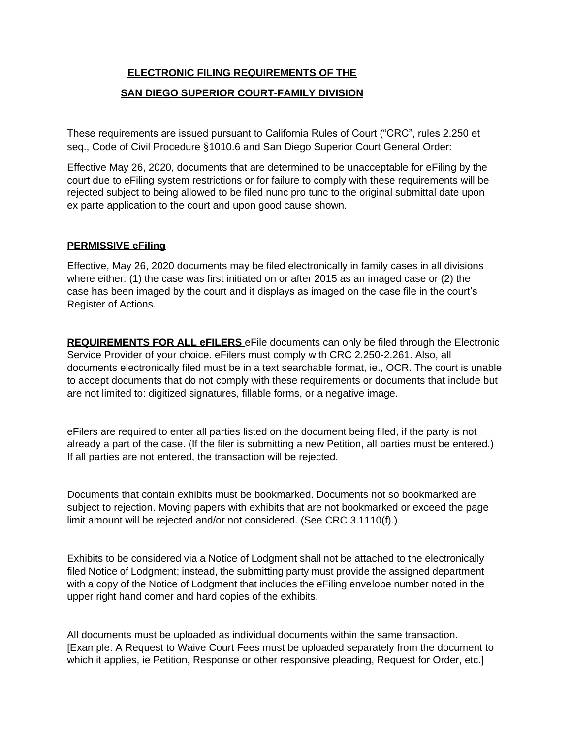## ELECTRONIC FILING REQUIREMENTS OF THE

## SAN DIEGO SUPERIOR COURT-FAMILY DIVISION

These requirements are issued pursuant to California Rules of Court ("CRC", rules 2.250 et seq., Code of Civil Procedure §1010.6 and San Diego Superior Court General Order:

Effective May 26, 2020, documents that are determined to be unacceptable for eFiling by the court due to eFiling system restrictions or for failure to comply with these requirements will be rejected subject to being allowed to be filed nunc pro tunc to the original submittal date upon ex parte application to the court and upon good cause shown.

**PERMISSIVE eFiling**

Effective, May 26, 2020 documents may be filed electronically in family cases in all divisions where either: (1) the case was first initiated on or after 2015 as an imaged case or (2) the case has been imaged by the court and it displays as imaged on the case file in the court's Register of Actions.

**REQUIREMENTS FOR ALL eFILERS** eFile documents can only be filed through the Electronic Service Provider of your choice. eFilers must comply with CRC 2.250-2.261. Also, all documents electronically filed must be in a text searchable format, ie., OCR. The court is unable to accept documents that do not comply with these requirements or documents that include but are not limited to: digitized signatures, fillable forms, or a negative image.

eFilers are required to enter all parties listed on the document being filed, if the party is not already a part of the case. (If the filer is submitting a new Petition, all parties must be entered.) If all parties are not entered, the transaction will be rejected.

Documents that contain exhibits must be bookmarked. Documents not so bookmarked are subject to rejection. Moving papers with exhibits that are not bookmarked or exceed the page limit amount will be rejected and/or not considered. (See CRC 3.1110(f).)

Exhibits to be considered via a Notice of Lodgment shall not be attached to the electronically filed Notice of Lodgment; instead, the submitting party must provide the assigned department with a copy of the Notice of Lodgment that includes the eFiling envelope number noted in the upper right hand corner and hard copies of the exhibits.

All documents must be uploaded as individual documents within the same transaction. [Example: A Request to Waive Court Fees must be uploaded separately from the document to which it applies, ie Petition, Response or other responsive pleading, Request for Order, etc.]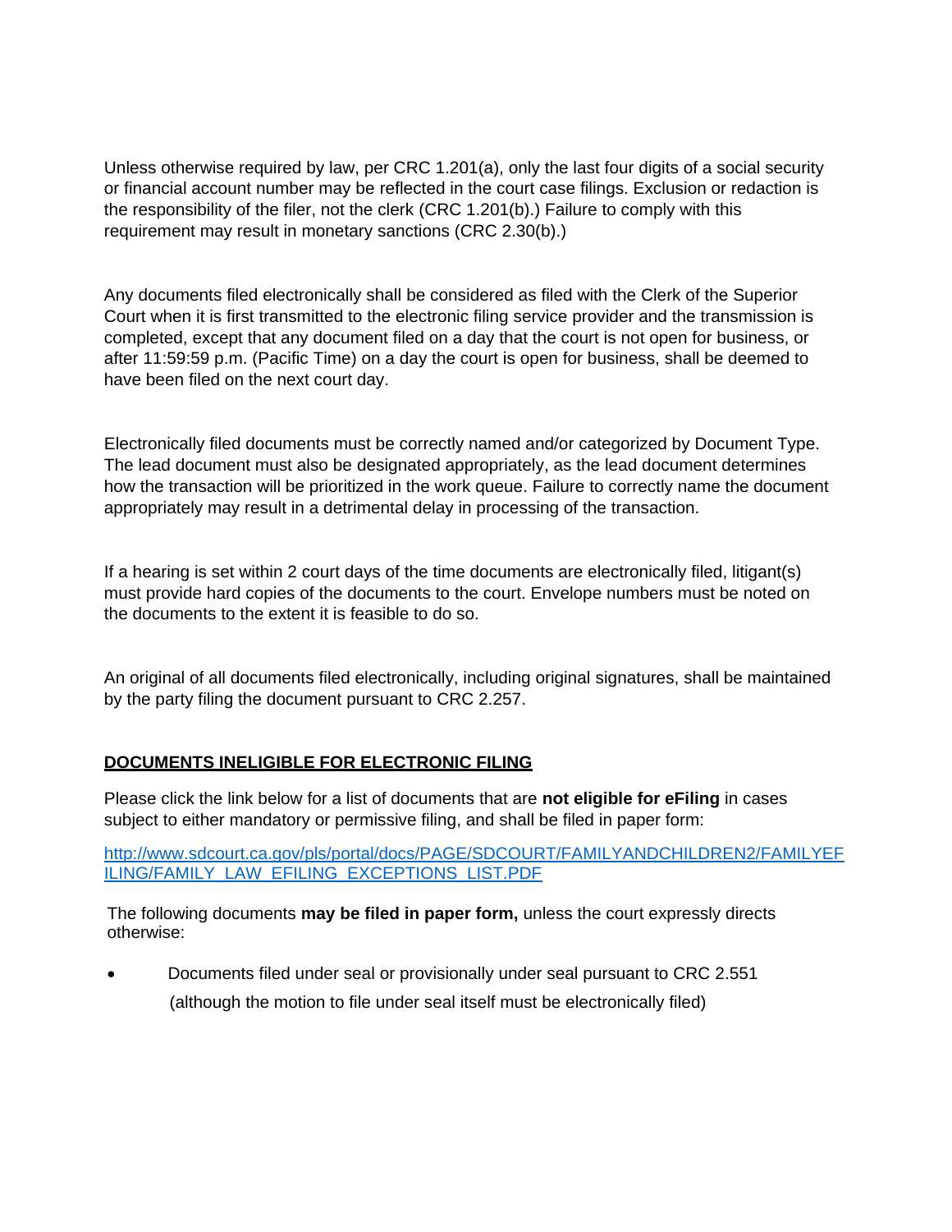Unless otherwise required by law, per CRC 1.201(a), only the last four digits of a social security or financial account number may be reflected in the court case filings. Exclusion or redaction is the responsibility of the filer, not the clerk (CRC 1.201(b).) Failure to comply with this requirement may result in monetary sanctions (CRC 2.30(b).)

Any documents filed electronically shall be considered as filed with the Clerk of the Superior Court when it is first transmitted to the electronic filing service provider and the transmission is completed, except that any document filed on a day that the court is not open for business, or after 11:59:59 p.m. (Pacific Time) on a day the court is open for business, shall be deemed to have been filed on the next court day.

Electronically filed documents must be correctly named and/or categorized by Document Type. The lead document must also be designated appropriately, as the lead document determines how the transaction will be prioritized in the work queue. Failure to correctly name the document appropriately may result in a detrimental delay in processing of the transaction.

If a hearing is set within 2 court days of the time documents are electronically filed, litigant(s) must provide hard copies of the documents to the court. Envelope numbers must be noted on the documents to the extent it is feasible to do so.

An original of all documents filed electronically, including original signatures, shall be maintained by the party filing the document pursuant to CRC 2.257.

## DOCUMENTS INELIGIBLE FOR ELECTRONIC FILING

Please click the link below for a list of documents that are **not eligible for eFiling** in cases subject to either mandatory or permissive filing, and shall be filed in paper form:

http://www.sdcourt.ca.gov/pls/portal/docs/PAGE/SDCOURT/FAMILYANDCHILDREN2/FAMILYEFILING/FAMILY_LAW_EFILING_EXCEPTIONS_LIST.PDF

The following documents **may be filed in paper form,** unless the court expressly directs otherwise:

- Documents filed under seal or provisionally under seal pursuant to CRC 2.551 (although the motion to file under seal itself must be electronically filed)